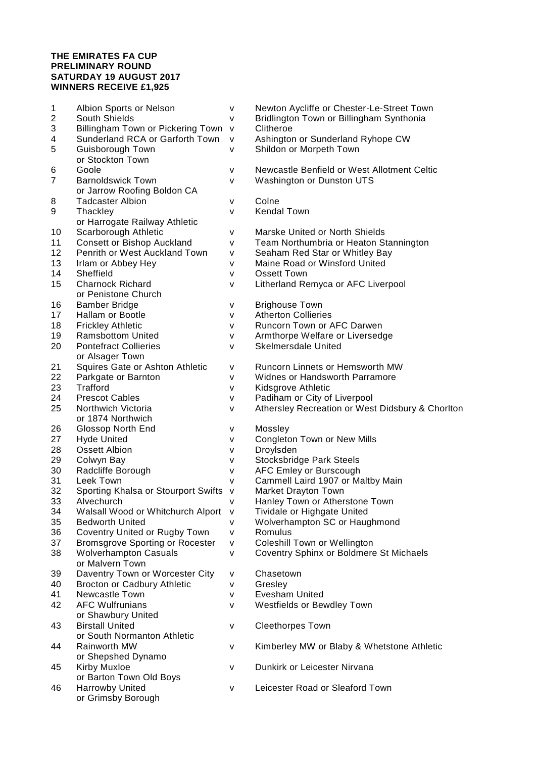**THE EMIRATES FA CUP**
**PRELIMINARY ROUND**
**SATURDAY 19 AUGUST 2017**
**WINNERS RECEIVE £1,925**

| No. | Home | | Away |
|---|---|---|---|
| 1 | Albion Sports or Nelson | v | Newton Aycliffe or Chester-Le-Street Town |
| 2 | South Shields | v | Bridlington Town or Billingham Synthonia |
| 3 | Billingham Town or Pickering Town | v | Clitheroe |
| 4 | Sunderland RCA or Garforth Town | v | Ashington or Sunderland Ryhope CW |
| 5 | Guisborough Town or Stockton Town | v | Shildon or Morpeth Town |
| 6 | Goole | v | Newcastle Benfield or West Allotment Celtic |
| 7 | Barnoldswick Town or Jarrow Roofing Boldon CA | v | Washington or Dunston UTS |
| 8 | Tadcaster Albion | v | Colne |
| 9 | Thackley or Harrogate Railway Athletic | v | Kendal Town |
| 10 | Scarborough Athletic | v | Marske United or North Shields |
| 11 | Consett or Bishop Auckland | v | Team Northumbria or Heaton Stannington |
| 12 | Penrith or West Auckland Town | v | Seaham Red Star or Whitley Bay |
| 13 | Irlam or Abbey Hey | v | Maine Road or Winsford United |
| 14 | Sheffield | v | Ossett Town |
| 15 | Charnock Richard or Penistone Church | v | Litherland Remyca or AFC Liverpool |
| 16 | Bamber Bridge | v | Brighouse Town |
| 17 | Hallam or Bootle | v | Atherton Collieries |
| 18 | Frickley Athletic | v | Runcorn Town or AFC Darwen |
| 19 | Ramsbottom United | v | Armthorpe Welfare or Liversedge |
| 20 | Pontefract Collieries or Alsager Town | v | Skelmersdale United |
| 21 | Squires Gate or Ashton Athletic | v | Runcorn Linnets or Hemsworth MW |
| 22 | Parkgate or Barnton | v | Widnes or Handsworth Parramore |
| 23 | Trafford | v | Kidsgrove Athletic |
| 24 | Prescot Cables | v | Padiham or City of Liverpool |
| 25 | Northwich Victoria or 1874 Northwich | v | Athersley Recreation or West Didsbury & Chorlton |
| 26 | Glossop North End | v | Mossley |
| 27 | Hyde United | v | Congleton Town or New Mills |
| 28 | Ossett Albion | v | Droylsden |
| 29 | Colwyn Bay | v | Stocksbridge Park Steels |
| 30 | Radcliffe Borough | v | AFC Emley or Burscough |
| 31 | Leek Town | v | Cammell Laird 1907 or Maltby Main |
| 32 | Sporting Khalsa or Stourport Swifts | v | Market Drayton Town |
| 33 | Alvechurch | v | Hanley Town or Atherstone Town |
| 34 | Walsall Wood or Whitchurch Alport | v | Tividale or Highgate United |
| 35 | Bedworth United | v | Wolverhampton SC or Haughmond |
| 36 | Coventry United or Rugby Town | v | Romulus |
| 37 | Bromsgrove Sporting or Rocester | v | Coleshill Town or Wellington |
| 38 | Wolverhampton Casuals or Malvern Town | v | Coventry Sphinx or Boldmere St Michaels |
| 39 | Daventry Town or Worcester City | v | Chasetown |
| 40 | Brocton or Cadbury Athletic | v | Gresley |
| 41 | Newcastle Town | v | Evesham United |
| 42 | AFC Wulfrunians or Shawbury United | v | Westfields or Bewdley Town |
| 43 | Birstall United or South Normanton Athletic | v | Cleethorpes Town |
| 44 | Rainworth MW or Shepshed Dynamo | v | Kimberley MW or Blaby & Whetstone Athletic |
| 45 | Kirby Muxloe or Barton Town Old Boys | v | Dunkirk or Leicester Nirvana |
| 46 | Harrowby United or Grimsby Borough | v | Leicester Road or Sleaford Town |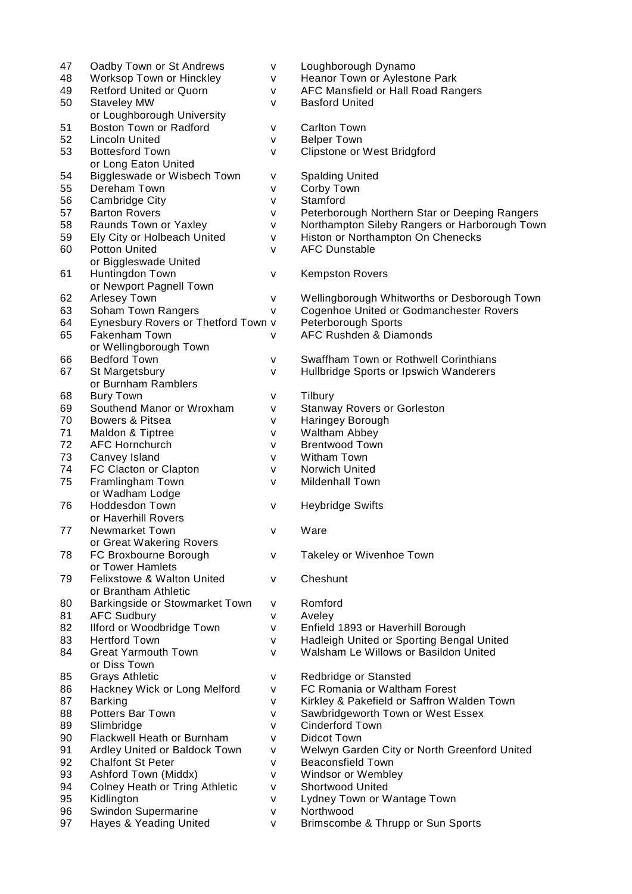| | | | |
|---|---|---|---|
| 47 | Oadby Town or St Andrews | v | Loughborough Dynamo |
| 48 | Worksop Town or Hinckley | v | Heanor Town or Aylestone Park |
| 49 | Retford United or Quorn | v | AFC Mansfield or Hall Road Rangers |
| 50 | Staveley MW or Loughborough University | v | Basford United |
| 51 | Boston Town or Radford | v | Carlton Town |
| 52 | Lincoln United | v | Belper Town |
| 53 | Bottesford Town or Long Eaton United | v | Clipstone or West Bridgford |
| 54 | Biggleswade or Wisbech Town | v | Spalding United |
| 55 | Dereham Town | v | Corby Town |
| 56 | Cambridge City | v | Stamford |
| 57 | Barton Rovers | v | Peterborough Northern Star or Deeping Rangers |
| 58 | Raunds Town or Yaxley | v | Northampton Sileby Rangers or Harborough Town |
| 59 | Ely City or Holbeach United | v | Histon or Northampton On Chenecks |
| 60 | Potton United or Biggleswade United | v | AFC Dunstable |
| 61 | Huntingdon Town or Newport Pagnell Town | v | Kempston Rovers |
| 62 | Arlesey Town | v | Wellingborough Whitworths or Desborough Town |
| 63 | Soham Town Rangers | v | Cogenhoe United or Godmanchester Rovers |
| 64 | Eynesbury Rovers or Thetford Town | v | Peterborough Sports |
| 65 | Fakenham Town or Wellingborough Town | v | AFC Rushden & Diamonds |
| 66 | Bedford Town | v | Swaffham Town or Rothwell Corinthians |
| 67 | St Margetsbury or Burnham Ramblers | v | Hullbridge Sports or Ipswich Wanderers |
| 68 | Bury Town | v | Tilbury |
| 69 | Southend Manor or Wroxham | v | Stanway Rovers or Gorleston |
| 70 | Bowers & Pitsea | v | Haringey Borough |
| 71 | Maldon & Tiptree | v | Waltham Abbey |
| 72 | AFC Hornchurch | v | Brentwood Town |
| 73 | Canvey Island | v | Witham Town |
| 74 | FC Clacton or Clapton | v | Norwich United |
| 75 | Framlingham Town or Wadham Lodge | v | Mildenhall Town |
| 76 | Hoddesdon Town or Haverhill Rovers | v | Heybridge Swifts |
| 77 | Newmarket Town or Great Wakering Rovers | v | Ware |
| 78 | FC Broxbourne Borough or Tower Hamlets | v | Takeley or Wivenhoe Town |
| 79 | Felixstowe & Walton United or Brantham Athletic | v | Cheshunt |
| 80 | Barkingside or Stowmarket Town | v | Romford |
| 81 | AFC Sudbury | v | Aveley |
| 82 | Ilford or Woodbridge Town | v | Enfield 1893 or Haverhill Borough |
| 83 | Hertford Town | v | Hadleigh United or Sporting Bengal United |
| 84 | Great Yarmouth Town or Diss Town | v | Walsham Le Willows or Basildon United |
| 85 | Grays Athletic | v | Redbridge or Stansted |
| 86 | Hackney Wick or Long Melford | v | FC Romania or Waltham Forest |
| 87 | Barking | v | Kirkley & Pakefield or Saffron Walden Town |
| 88 | Potters Bar Town | v | Sawbridgeworth Town or West Essex |
| 89 | Slimbridge | v | Cinderford Town |
| 90 | Flackwell Heath or Burnham | v | Didcot Town |
| 91 | Ardley United or Baldock Town | v | Welwyn Garden City or North Greenford United |
| 92 | Chalfont St Peter | v | Beaconsfield Town |
| 93 | Ashford Town (Middx) | v | Windsor or Wembley |
| 94 | Colney Heath or Tring Athletic | v | Shortwood United |
| 95 | Kidlington | v | Lydney Town or Wantage Town |
| 96 | Swindon Supermarine | v | Northwood |
| 97 | Hayes & Yeading United | v | Brimscombe & Thrupp or Sun Sports |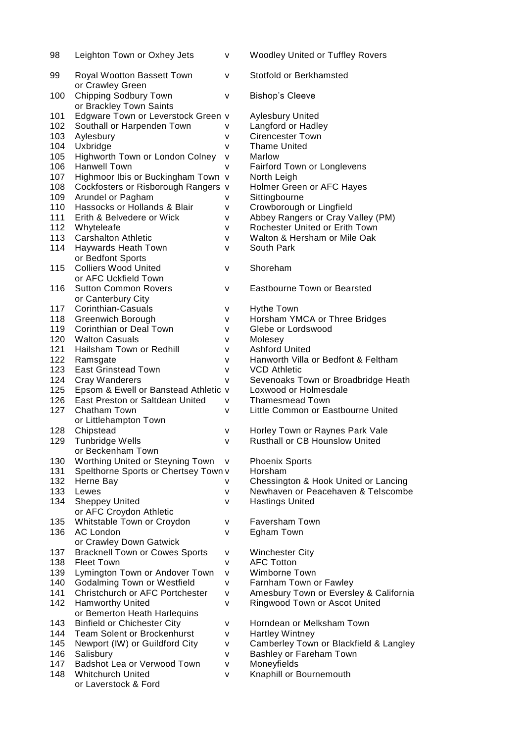| | | | |
|---|---|---|---|
| 98 | Leighton Town or Oxhey Jets | v | Woodley United or Tuffley Rovers |
| 99 | Royal Wootton Bassett Town or Crawley Green | v | Stotfold or Berkhamsted |
| 100 | Chipping Sodbury Town or Brackley Town Saints | v | Bishop's Cleeve |
| 101 | Edgware Town or Leverstock Green | v | Aylesbury United |
| 102 | Southall or Harpenden Town | v | Langford or Hadley |
| 103 | Aylesbury | v | Cirencester Town |
| 104 | Uxbridge | v | Thame United |
| 105 | Highworth Town or London Colney | v | Marlow |
| 106 | Hanwell Town | v | Fairford Town or Longlevens |
| 107 | Highmoor Ibis or Buckingham Town | v | North Leigh |
| 108 | Cockfosters or Risborough Rangers | v | Holmer Green or AFC Hayes |
| 109 | Arundel or Pagham | v | Sittingbourne |
| 110 | Hassocks or Hollands & Blair | v | Crowborough or Lingfield |
| 111 | Erith & Belvedere or Wick | v | Abbey Rangers or Cray Valley (PM) |
| 112 | Whyteleafe | v | Rochester United or Erith Town |
| 113 | Carshalton Athletic | v | Walton & Hersham or Mile Oak |
| 114 | Haywards Heath Town or Bedfont Sports | v | South Park |
| 115 | Colliers Wood United or AFC Uckfield Town | v | Shoreham |
| 116 | Sutton Common Rovers or Canterbury City | v | Eastbourne Town or Bearsted |
| 117 | Corinthian-Casuals | v | Hythe Town |
| 118 | Greenwich Borough | v | Horsham YMCA or Three Bridges |
| 119 | Corinthian or Deal Town | v | Glebe or Lordswood |
| 120 | Walton Casuals | v | Molesey |
| 121 | Hailsham Town or Redhill | v | Ashford United |
| 122 | Ramsgate | v | Hanworth Villa or Bedfont & Feltham |
| 123 | East Grinstead Town | v | VCD Athletic |
| 124 | Cray Wanderers | v | Sevenoaks Town or Broadbridge Heath |
| 125 | Epsom & Ewell or Banstead Athletic | v | Loxwood or Holmesdale |
| 126 | East Preston or Saltdean United | v | Thamesmead Town |
| 127 | Chatham Town or Littlehampton Town | v | Little Common or Eastbourne United |
| 128 | Chipstead | v | Horley Town or Raynes Park Vale |
| 129 | Tunbridge Wells or Beckenham Town | v | Rusthall or CB Hounslow United |
| 130 | Worthing United or Steyning Town | v | Phoenix Sports |
| 131 | Spelthorne Sports or Chertsey Town | v | Horsham |
| 132 | Herne Bay | v | Chessington & Hook United or Lancing |
| 133 | Lewes | v | Newhaven or Peacehaven & Telscombe |
| 134 | Sheppey United or AFC Croydon Athletic | v | Hastings United |
| 135 | Whitstable Town or Croydon | v | Faversham Town |
| 136 | AC London or Crawley Down Gatwick | v | Egham Town |
| 137 | Bracknell Town or Cowes Sports | v | Winchester City |
| 138 | Fleet Town | v | AFC Totton |
| 139 | Lymington Town or Andover Town | v | Wimborne Town |
| 140 | Godalming Town or Westfield | v | Farnham Town or Fawley |
| 141 | Christchurch or AFC Portchester | v | Amesbury Town or Eversley & California |
| 142 | Hamworthy United or Bemerton Heath Harlequins | v | Ringwood Town or Ascot United |
| 143 | Binfield or Chichester City | v | Horndean or Melksham Town |
| 144 | Team Solent or Brockenhurst | v | Hartley Wintney |
| 145 | Newport (IW) or Guildford City | v | Camberley Town or Blackfield & Langley |
| 146 | Salisbury | v | Bashley or Fareham Town |
| 147 | Badshot Lea or Verwood Town | v | Moneyfields |
| 148 | Whitchurch United or Laverstock & Ford | v | Knaphill or Bournemouth |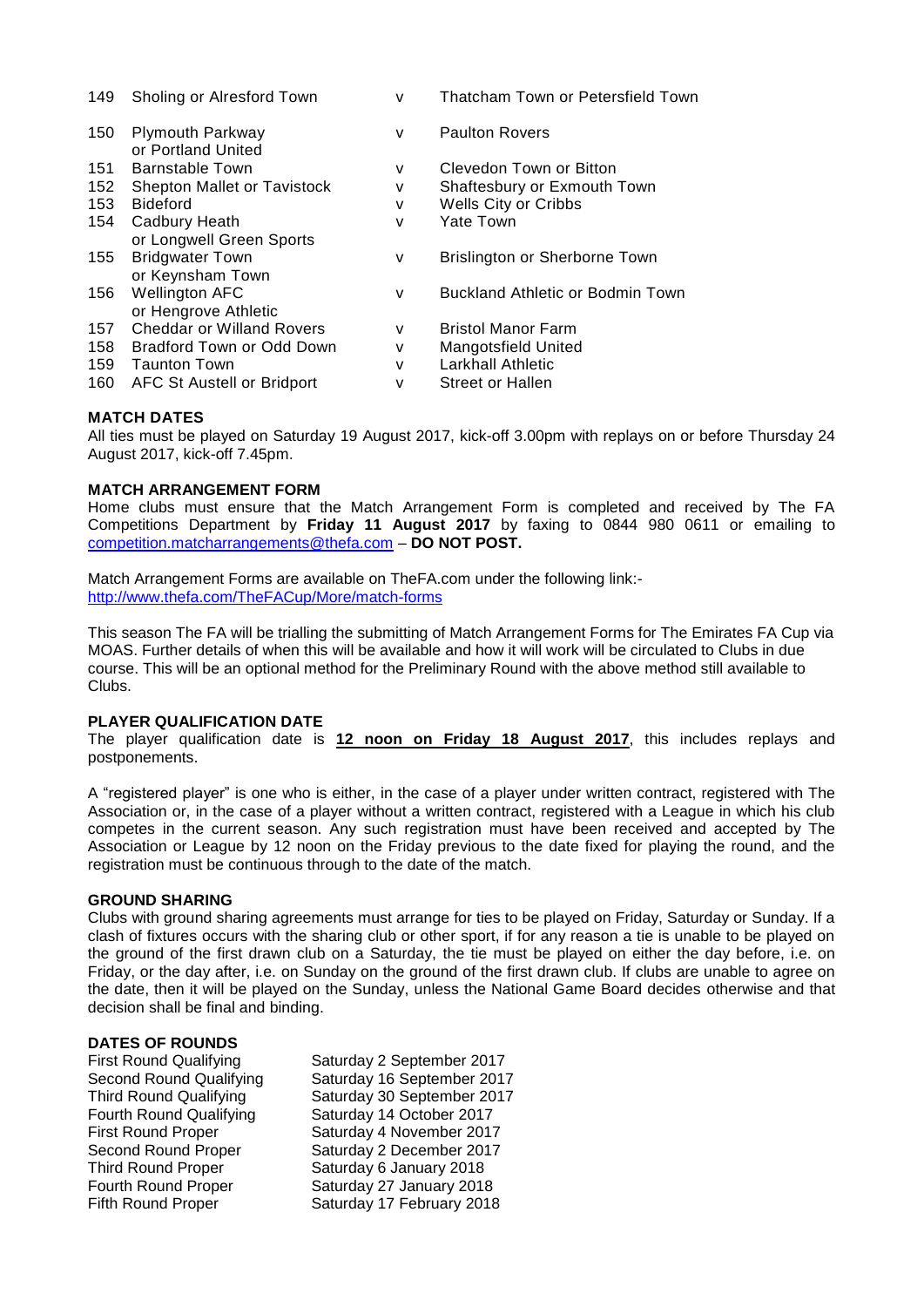| | | | |
|---|---|---|---|
| 149 | Sholing or Alresford Town | v | Thatcham Town or Petersfield Town |
| 150 | Plymouth Parkway or Portland United | v | Paulton Rovers |
| 151 | Barnstable Town | v | Clevedon Town or Bitton |
| 152 | Shepton Mallet or Tavistock | v | Shaftesbury or Exmouth Town |
| 153 | Bideford | v | Wells City or Cribbs |
| 154 | Cadbury Heath or Longwell Green Sports | v | Yate Town |
| 155 | Bridgwater Town or Keynsham Town | v | Brislington or Sherborne Town |
| 156 | Wellington AFC or Hengrove Athletic | v | Buckland Athletic or Bodmin Town |
| 157 | Cheddar or Willand Rovers | v | Bristol Manor Farm |
| 158 | Bradford Town or Odd Down | v | Mangotsfield United |
| 159 | Taunton Town | v | Larkhall Athletic |
| 160 | AFC St Austell or Bridport | v | Street or Hallen |

**MATCH DATES**

All ties must be played on Saturday 19 August 2017, kick-off 3.00pm with replays on or before Thursday 24 August 2017, kick-off 7.45pm.

**MATCH ARRANGEMENT FORM**

Home clubs must ensure that the Match Arrangement Form is completed and received by The FA Competitions Department by **Friday 11 August 2017** by faxing to 0844 980 0611 or emailing to competition.matcharrangements@thefa.com – **DO NOT POST.**

Match Arrangement Forms are available on TheFA.com under the following link:-
http://www.thefa.com/TheFACup/More/match-forms

This season The FA will be trialling the submitting of Match Arrangement Forms for The Emirates FA Cup via MOAS. Further details of when this will be available and how it will work will be circulated to Clubs in due course. This will be an optional method for the Preliminary Round with the above method still available to Clubs.

**PLAYER QUALIFICATION DATE**

The player qualification date is **12 noon on Friday 18 August 2017**, this includes replays and postponements.

A "registered player" is one who is either, in the case of a player under written contract, registered with The Association or, in the case of a player without a written contract, registered with a League in which his club competes in the current season. Any such registration must have been received and accepted by The Association or League by 12 noon on the Friday previous to the date fixed for playing the round, and the registration must be continuous through to the date of the match.

**GROUND SHARING**

Clubs with ground sharing agreements must arrange for ties to be played on Friday, Saturday or Sunday. If a clash of fixtures occurs with the sharing club or other sport, if for any reason a tie is unable to be played on the ground of the first drawn club on a Saturday, the tie must be played on either the day before, i.e. on Friday, or the day after, i.e. on Sunday on the ground of the first drawn club. If clubs are unable to agree on the date, then it will be played on the Sunday, unless the National Game Board decides otherwise and that decision shall be final and binding.

**DATES OF ROUNDS**

| | |
|---|---|
| First Round Qualifying | Saturday 2 September 2017 |
| Second Round Qualifying | Saturday 16 September 2017 |
| Third Round Qualifying | Saturday 30 September 2017 |
| Fourth Round Qualifying | Saturday 14 October 2017 |
| First Round Proper | Saturday 4 November 2017 |
| Second Round Proper | Saturday 2 December 2017 |
| Third Round Proper | Saturday 6 January 2018 |
| Fourth Round Proper | Saturday 27 January 2018 |
| Fifth Round Proper | Saturday 17 February 2018 |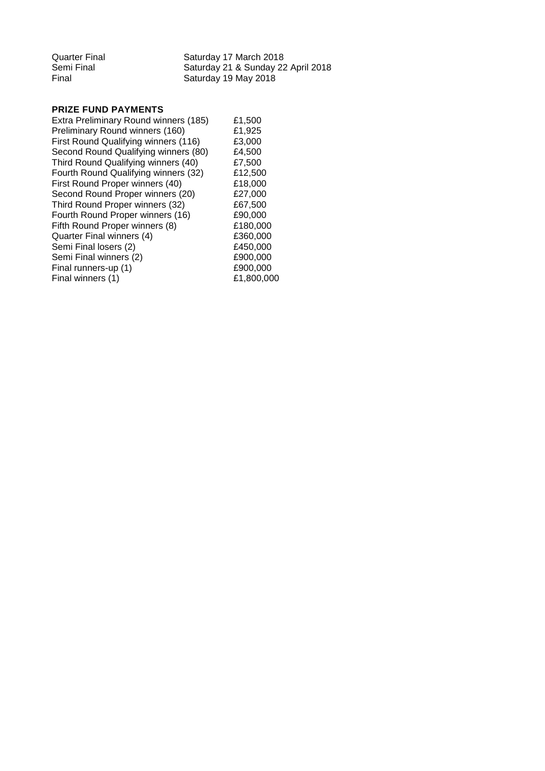| | |
|---|---|
| Quarter Final | Saturday 17 March 2018 |
| Semi Final | Saturday 21 & Sunday 22 April 2018 |
| Final | Saturday 19 May 2018 |

**PRIZE FUND PAYMENTS**

| | |
|---|---|
| Extra Preliminary Round winners (185) | £1,500 |
| Preliminary Round winners (160) | £1,925 |
| First Round Qualifying winners (116) | £3,000 |
| Second Round Qualifying winners (80) | £4,500 |
| Third Round Qualifying winners (40) | £7,500 |
| Fourth Round Qualifying winners (32) | £12,500 |
| First Round Proper winners (40) | £18,000 |
| Second Round Proper winners (20) | £27,000 |
| Third Round Proper winners (32) | £67,500 |
| Fourth Round Proper winners (16) | £90,000 |
| Fifth Round Proper winners (8) | £180,000 |
| Quarter Final winners (4) | £360,000 |
| Semi Final losers (2) | £450,000 |
| Semi Final winners (2) | £900,000 |
| Final runners-up (1) | £900,000 |
| Final winners (1) | £1,800,000 |